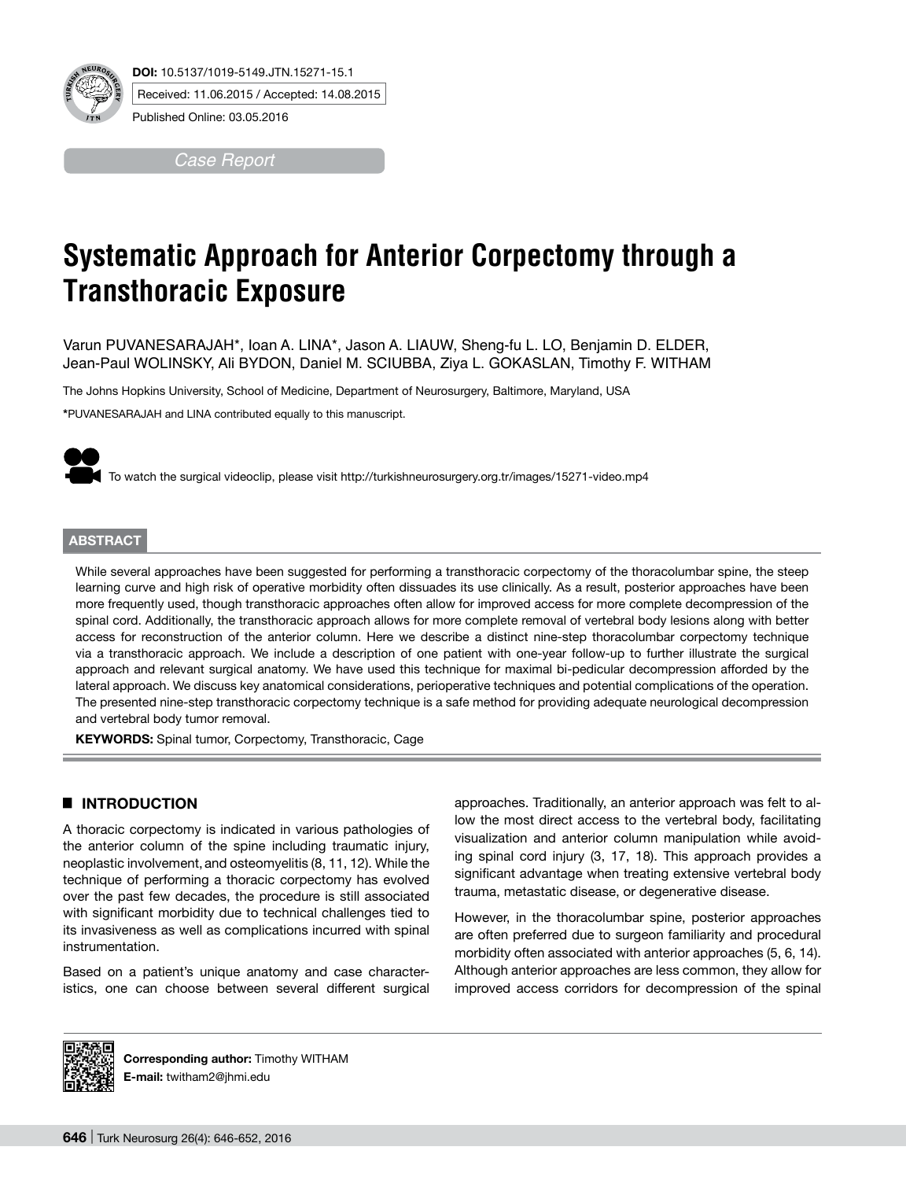**DOI:** 10.5137/1019-5149.JTN.15271-15.1

Received: 11.06.2015 / Accepted: 14.08.2015

Published Online: 03.05.2016

*Case Report*

# Systematic Approach for Anterior Corpectomy through a Transthoracic Exposure

Varun PUVANESARAJAH*, Ioan A. LINA*, Jason A. LIAUW, Sheng-fu L. LO, Benjamin D. ELDER, Jean-Paul WOLINSKY, Ali BYDON, Daniel M. SCIUBBA, Ziya L. GOKASLAN, Timothy F. WITHAM

The Johns Hopkins University, School of Medicine, Department of Neurosurgery, Baltimore, Maryland, USA

*PUVANESARAJAH and LINA contributed equally to this manuscript.

To watch the surgical videoclip, please visit http://turkishneurosurgery.org.tr/images/15271-video.mp4

## ABSTRACT

While several approaches have been suggested for performing a transthoracic corpectomy of the thoracolumbar spine, the steep learning curve and high risk of operative morbidity often dissuades its use clinically. As a result, posterior approaches have been more frequently used, though transthoracic approaches often allow for improved access for more complete decompression of the spinal cord. Additionally, the transthoracic approach allows for more complete removal of vertebral body lesions along with better access for reconstruction of the anterior column. Here we describe a distinct nine-step thoracolumbar corpectomy technique via a transthoracic approach. We include a description of one patient with one-year follow-up to further illustrate the surgical approach and relevant surgical anatomy. We have used this technique for maximal bi-pedicular decompression afforded by the lateral approach. We discuss key anatomical considerations, perioperative techniques and potential complications of the operation. The presented nine-step transthoracic corpectomy technique is a safe method for providing adequate neurological decompression and vertebral body tumor removal.

**KEYWORDS:** Spinal tumor, Corpectomy, Transthoracic, Cage

## INTRODUCTION

A thoracic corpectomy is indicated in various pathologies of the anterior column of the spine including traumatic injury, neoplastic involvement, and osteomyelitis (8, 11, 12). While the technique of performing a thoracic corpectomy has evolved over the past few decades, the procedure is still associated with significant morbidity due to technical challenges tied to its invasiveness as well as complications incurred with spinal instrumentation.

Based on a patient's unique anatomy and case characteristics, one can choose between several different surgical approaches. Traditionally, an anterior approach was felt to allow the most direct access to the vertebral body, facilitating visualization and anterior column manipulation while avoiding spinal cord injury (3, 17, 18). This approach provides a significant advantage when treating extensive vertebral body trauma, metastatic disease, or degenerative disease.

However, in the thoracolumbar spine, posterior approaches are often preferred due to surgeon familiarity and procedural morbidity often associated with anterior approaches (5, 6, 14). Although anterior approaches are less common, they allow for improved access corridors for decompression of the spinal

**Corresponding author:** Timothy WITHAM
**E-mail:** twitham2@jhmi.edu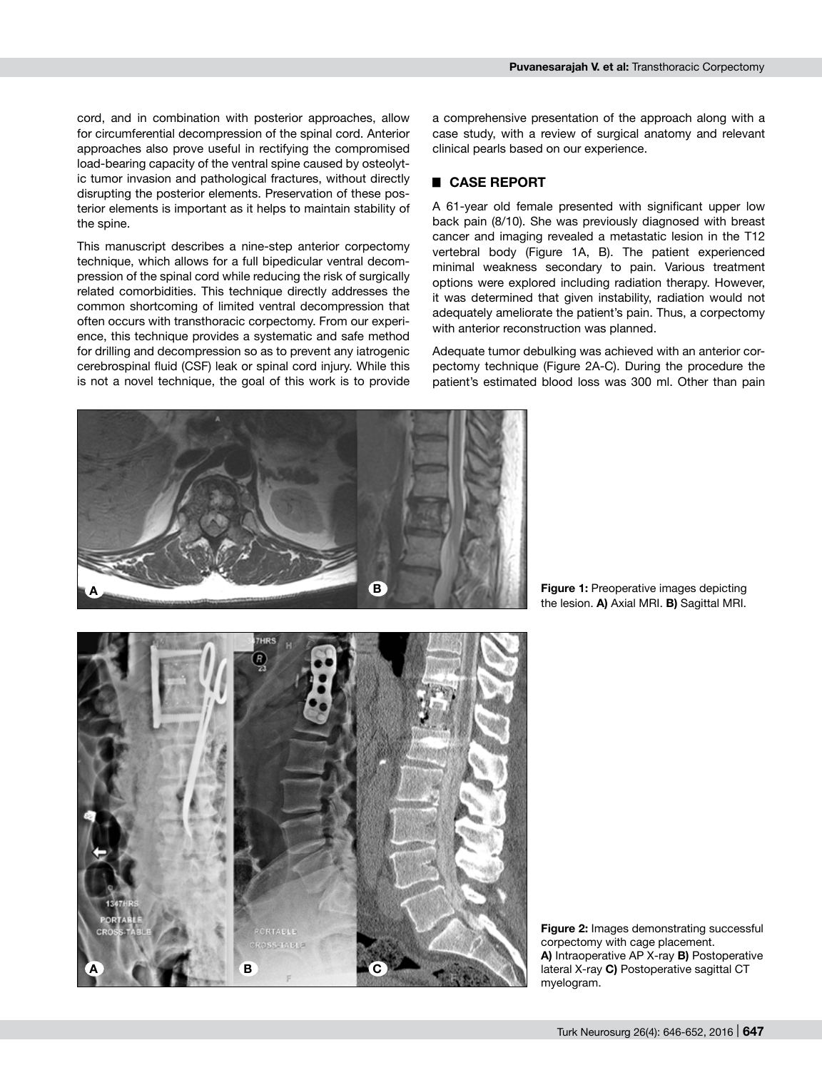cord, and in combination with posterior approaches, allow for circumferential decompression of the spinal cord. Anterior approaches also prove useful in rectifying the compromised load-bearing capacity of the ventral spine caused by osteolytic tumor invasion and pathological fractures, without directly disrupting the posterior elements. Preservation of these posterior elements is important as it helps to maintain stability of the spine.

This manuscript describes a nine-step anterior corpectomy technique, which allows for a full bipedicular ventral decompression of the spinal cord while reducing the risk of surgically related comorbidities. This technique directly addresses the common shortcoming of limited ventral decompression that often occurs with transthoracic corpectomy. From our experience, this technique provides a systematic and safe method for drilling and decompression so as to prevent any iatrogenic cerebrospinal fluid (CSF) leak or spinal cord injury. While this is not a novel technique, the goal of this work is to provide a comprehensive presentation of the approach along with a case study, with a review of surgical anatomy and relevant clinical pearls based on our experience.

## CASE REPORT

A 61-year old female presented with significant upper low back pain (8/10). She was previously diagnosed with breast cancer and imaging revealed a metastatic lesion in the T12 vertebral body (Figure 1A, B). The patient experienced minimal weakness secondary to pain. Various treatment options were explored including radiation therapy. However, it was determined that given instability, radiation would not adequately ameliorate the patient's pain. Thus, a corpectomy with anterior reconstruction was planned.

Adequate tumor debulking was achieved with an anterior corpectomy technique (Figure 2A-C). During the procedure the patient's estimated blood loss was 300 ml. Other than pain

**Figure 1:** Preoperative images depicting the lesion. **A)** Axial MRI. **B)** Sagittal MRI.

**Figure 2:** Images demonstrating successful corpectomy with cage placement. **A)** Intraoperative AP X-ray **B)** Postoperative lateral X-ray **C)** Postoperative sagittal CT myelogram.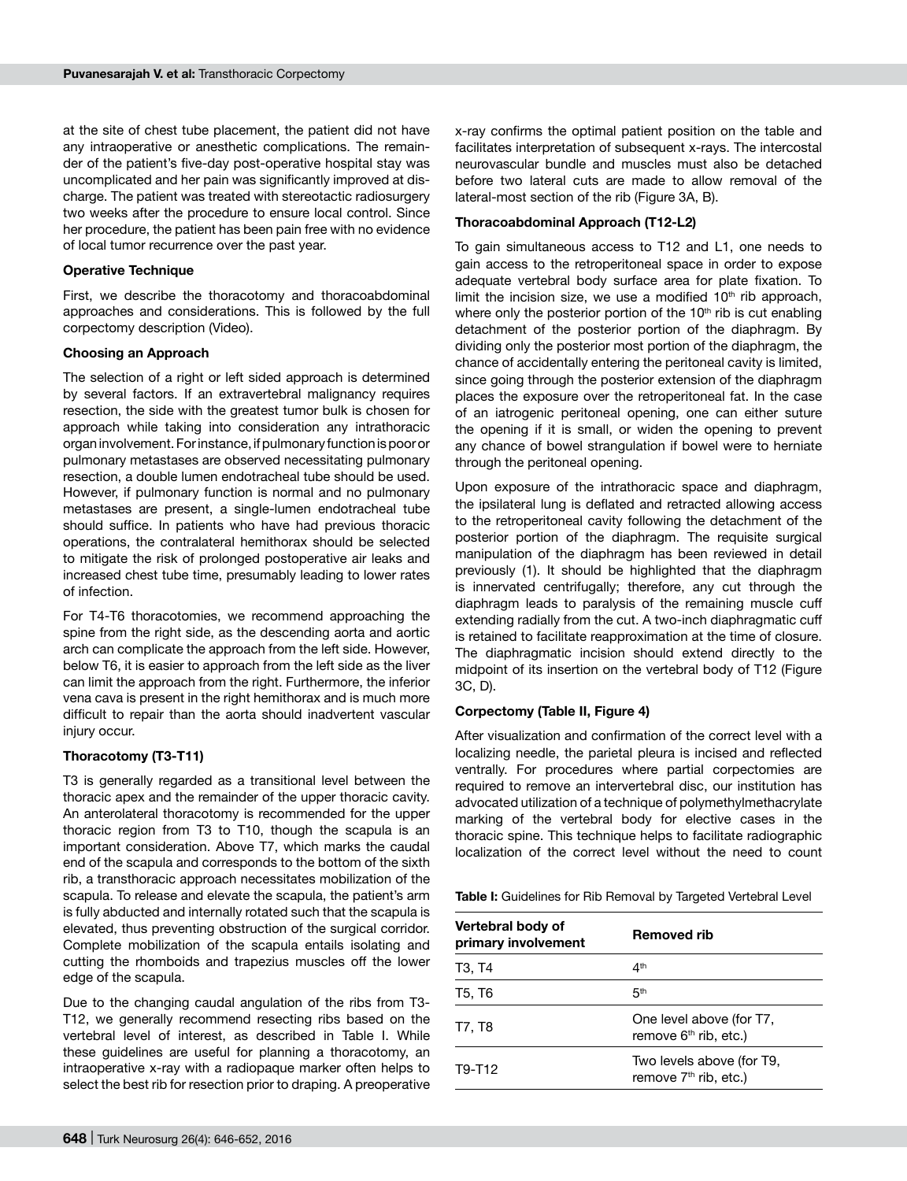at the site of chest tube placement, the patient did not have any intraoperative or anesthetic complications. The remainder of the patient's five-day post-operative hospital stay was uncomplicated and her pain was significantly improved at discharge. The patient was treated with stereotactic radiosurgery two weeks after the procedure to ensure local control. Since her procedure, the patient has been pain free with no evidence of local tumor recurrence over the past year.

### Operative Technique

First, we describe the thoracotomy and thoracoabdominal approaches and considerations. This is followed by the full corpectomy description (Video).

### Choosing an Approach

The selection of a right or left sided approach is determined by several factors. If an extravertebral malignancy requires resection, the side with the greatest tumor bulk is chosen for approach while taking into consideration any intrathoracic organ involvement. For instance, if pulmonary function is poor or pulmonary metastases are observed necessitating pulmonary resection, a double lumen endotracheal tube should be used. However, if pulmonary function is normal and no pulmonary metastases are present, a single-lumen endotracheal tube should suffice. In patients who have had previous thoracic operations, the contralateral hemithorax should be selected to mitigate the risk of prolonged postoperative air leaks and increased chest tube time, presumably leading to lower rates of infection.

For T4-T6 thoracotomies, we recommend approaching the spine from the right side, as the descending aorta and aortic arch can complicate the approach from the left side. However, below T6, it is easier to approach from the left side as the liver can limit the approach from the right. Furthermore, the inferior vena cava is present in the right hemithorax and is much more difficult to repair than the aorta should inadvertent vascular injury occur.

### Thoracotomy (T3-T11)

T3 is generally regarded as a transitional level between the thoracic apex and the remainder of the upper thoracic cavity. An anterolateral thoracotomy is recommended for the upper thoracic region from T3 to T10, though the scapula is an important consideration. Above T7, which marks the caudal end of the scapula and corresponds to the bottom of the sixth rib, a transthoracic approach necessitates mobilization of the scapula. To release and elevate the scapula, the patient's arm is fully abducted and internally rotated such that the scapula is elevated, thus preventing obstruction of the surgical corridor. Complete mobilization of the scapula entails isolating and cutting the rhomboids and trapezius muscles off the lower edge of the scapula.

Due to the changing caudal angulation of the ribs from T3-T12, we generally recommend resecting ribs based on the vertebral level of interest, as described in Table I. While these guidelines are useful for planning a thoracotomy, an intraoperative x-ray with a radiopaque marker often helps to select the best rib for resection prior to draping. A preoperative x-ray confirms the optimal patient position on the table and facilitates interpretation of subsequent x-rays. The intercostal neurovascular bundle and muscles must also be detached before two lateral cuts are made to allow removal of the lateral-most section of the rib (Figure 3A, B).

### Thoracoabdominal Approach (T12-L2)

To gain simultaneous access to T12 and L1, one needs to gain access to the retroperitoneal space in order to expose adequate vertebral body surface area for plate fixation. To limit the incision size, we use a modified 10th rib approach, where only the posterior portion of the 10th rib is cut enabling detachment of the posterior portion of the diaphragm. By dividing only the posterior most portion of the diaphragm, the chance of accidentally entering the peritoneal cavity is limited, since going through the posterior extension of the diaphragm places the exposure over the retroperitoneal fat. In the case of an iatrogenic peritoneal opening, one can either suture the opening if it is small, or widen the opening to prevent any chance of bowel strangulation if bowel were to herniate through the peritoneal opening.

Upon exposure of the intrathoracic space and diaphragm, the ipsilateral lung is deflated and retracted allowing access to the retroperitoneal cavity following the detachment of the posterior portion of the diaphragm. The requisite surgical manipulation of the diaphragm has been reviewed in detail previously (1). It should be highlighted that the diaphragm is innervated centrifugally; therefore, any cut through the diaphragm leads to paralysis of the remaining muscle cuff extending radially from the cut. A two-inch diaphragmatic cuff is retained to facilitate reapproximation at the time of closure. The diaphragmatic incision should extend directly to the midpoint of its insertion on the vertebral body of T12 (Figure 3C, D).

### Corpectomy (Table II, Figure 4)

After visualization and confirmation of the correct level with a localizing needle, the parietal pleura is incised and reflected ventrally. For procedures where partial corpectomies are required to remove an intervertebral disc, our institution has advocated utilization of a technique of polymethylmethacrylate marking of the vertebral body for elective cases in the thoracic spine. This technique helps to facilitate radiographic localization of the correct level without the need to count

**Table I:** Guidelines for Rib Removal by Targeted Vertebral Level

| Vertebral body of primary involvement | Removed rib |
|---|---|
| T3, T4 | 4th |
| T5, T6 | 5th |
| T7, T8 | One level above (for T7, remove 6th rib, etc.) |
| T9-T12 | Two levels above (for T9, remove 7th rib, etc.) |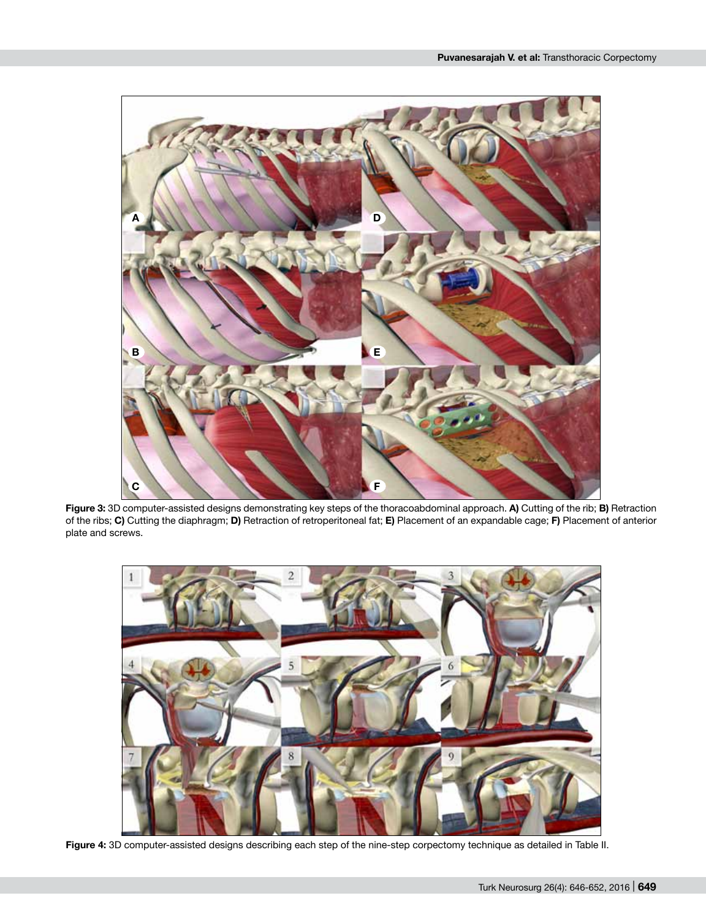**Figure 3:** 3D computer-assisted designs demonstrating key steps of the thoracoabdominal approach. **A)** Cutting of the rib; **B)** Retraction of the ribs; **C)** Cutting the diaphragm; **D)** Retraction of retroperitoneal fat; **E)** Placement of an expandable cage; **F)** Placement of anterior plate and screws.

**Figure 4:** 3D computer-assisted designs describing each step of the nine-step corpectomy technique as detailed in Table II.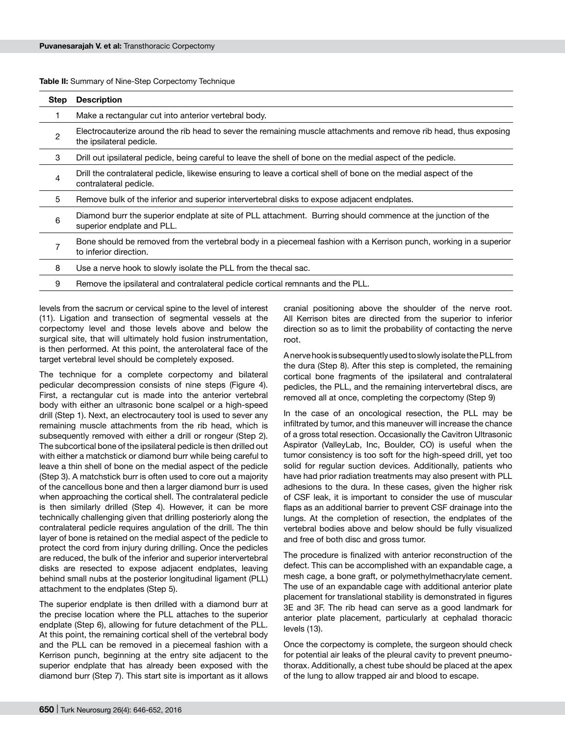**Table II:** Summary of Nine-Step Corpectomy Technique

| Step | Description |
|---|---|
| 1 | Make a rectangular cut into anterior vertebral body. |
| 2 | Electrocauterize around the rib head to sever the remaining muscle attachments and remove rib head, thus exposing the ipsilateral pedicle. |
| 3 | Drill out ipsilateral pedicle, being careful to leave the shell of bone on the medial aspect of the pedicle. |
| 4 | Drill the contralateral pedicle, likewise ensuring to leave a cortical shell of bone on the medial aspect of the contralateral pedicle. |
| 5 | Remove bulk of the inferior and superior intervertebral disks to expose adjacent endplates. |
| 6 | Diamond burr the superior endplate at site of PLL attachment. Burring should commence at the junction of the superior endplate and PLL. |
| 7 | Bone should be removed from the vertebral body in a piecemeal fashion with a Kerrison punch, working in a superior to inferior direction. |
| 8 | Use a nerve hook to slowly isolate the PLL from the thecal sac. |
| 9 | Remove the ipsilateral and contralateral pedicle cortical remnants and the PLL. |

levels from the sacrum or cervical spine to the level of interest (11). Ligation and transection of segmental vessels at the corpectomy level and those levels above and below the surgical site, that will ultimately hold fusion instrumentation, is then performed. At this point, the anterolateral face of the target vertebral level should be completely exposed.

The technique for a complete corpectomy and bilateral pedicular decompression consists of nine steps (Figure 4). First, a rectangular cut is made into the anterior vertebral body with either an ultrasonic bone scalpel or a high-speed drill (Step 1). Next, an electrocautery tool is used to sever any remaining muscle attachments from the rib head, which is subsequently removed with either a drill or rongeur (Step 2). The subcortical bone of the ipsilateral pedicle is then drilled out with either a matchstick or diamond burr while being careful to leave a thin shell of bone on the medial aspect of the pedicle (Step 3). A matchstick burr is often used to core out a majority of the cancellous bone and then a larger diamond burr is used when approaching the cortical shell. The contralateral pedicle is then similarly drilled (Step 4). However, it can be more technically challenging given that drilling posteriorly along the contralateral pedicle requires angulation of the drill. The thin layer of bone is retained on the medial aspect of the pedicle to protect the cord from injury during drilling. Once the pedicles are reduced, the bulk of the inferior and superior intervertebral disks are resected to expose adjacent endplates, leaving behind small nubs at the posterior longitudinal ligament (PLL) attachment to the endplates (Step 5).

The superior endplate is then drilled with a diamond burr at the precise location where the PLL attaches to the superior endplate (Step 6), allowing for future detachment of the PLL. At this point, the remaining cortical shell of the vertebral body and the PLL can be removed in a piecemeal fashion with a Kerrison punch, beginning at the entry site adjacent to the superior endplate that has already been exposed with the diamond burr (Step 7). This start site is important as it allows cranial positioning above the shoulder of the nerve root. All Kerrison bites are directed from the superior to inferior direction so as to limit the probability of contacting the nerve root.

A nerve hook is subsequently used to slowly isolate the PLL from the dura (Step 8). After this step is completed, the remaining cortical bone fragments of the ipsilateral and contralateral pedicles, the PLL, and the remaining intervertebral discs, are removed all at once, completing the corpectomy (Step 9)

In the case of an oncological resection, the PLL may be infiltrated by tumor, and this maneuver will increase the chance of a gross total resection. Occasionally the Cavitron Ultrasonic Aspirator (ValleyLab, Inc, Boulder, CO) is useful when the tumor consistency is too soft for the high-speed drill, yet too solid for regular suction devices. Additionally, patients who have had prior radiation treatments may also present with PLL adhesions to the dura. In these cases, given the higher risk of CSF leak, it is important to consider the use of muscular flaps as an additional barrier to prevent CSF drainage into the lungs. At the completion of resection, the endplates of the vertebral bodies above and below should be fully visualized and free of both disc and gross tumor.

The procedure is finalized with anterior reconstruction of the defect. This can be accomplished with an expandable cage, a mesh cage, a bone graft, or polymethylmethacrylate cement. The use of an expandable cage with additional anterior plate placement for translational stability is demonstrated in figures 3E and 3F. The rib head can serve as a good landmark for anterior plate placement, particularly at cephalad thoracic levels (13).

Once the corpectomy is complete, the surgeon should check for potential air leaks of the pleural cavity to prevent pneumothorax. Additionally, a chest tube should be placed at the apex of the lung to allow trapped air and blood to escape.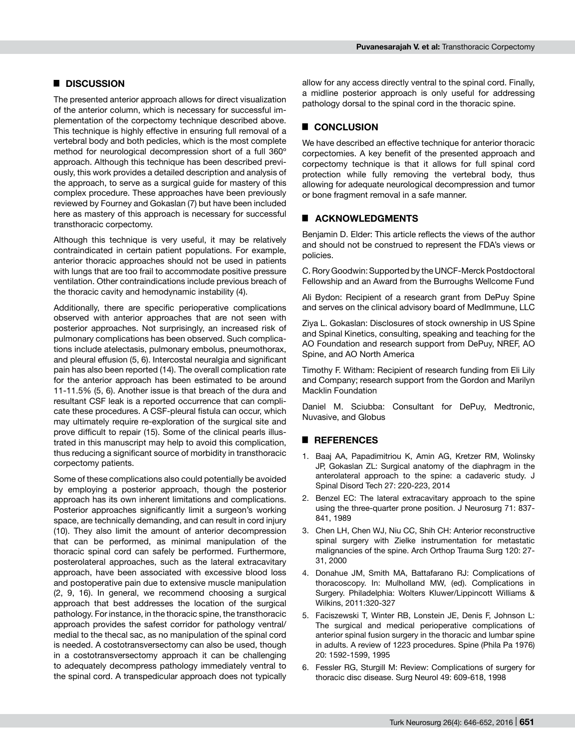## DISCUSSION

The presented anterior approach allows for direct visualization of the anterior column, which is necessary for successful implementation of the corpectomy technique described above. This technique is highly effective in ensuring full removal of a vertebral body and both pedicles, which is the most complete method for neurological decompression short of a full 360° approach. Although this technique has been described previously, this work provides a detailed description and analysis of the approach, to serve as a surgical guide for mastery of this complex procedure. These approaches have been previously reviewed by Fourney and Gokaslan (7) but have been included here as mastery of this approach is necessary for successful transthoracic corpectomy.

Although this technique is very useful, it may be relatively contraindicated in certain patient populations. For example, anterior thoracic approaches should not be used in patients with lungs that are too frail to accommodate positive pressure ventilation. Other contraindications include previous breach of the thoracic cavity and hemodynamic instability (4).

Additionally, there are specific perioperative complications observed with anterior approaches that are not seen with posterior approaches. Not surprisingly, an increased risk of pulmonary complications has been observed. Such complications include atelectasis, pulmonary embolus, pneumothorax, and pleural effusion (5, 6). Intercostal neuralgia and significant pain has also been reported (14). The overall complication rate for the anterior approach has been estimated to be around 11-11.5% (5, 6). Another issue is that breach of the dura and resultant CSF leak is a reported occurrence that can complicate these procedures. A CSF-pleural fistula can occur, which may ultimately require re-exploration of the surgical site and prove difficult to repair (15). Some of the clinical pearls illustrated in this manuscript may help to avoid this complication, thus reducing a significant source of morbidity in transthoracic corpectomy patients.

Some of these complications also could potentially be avoided by employing a posterior approach, though the posterior approach has its own inherent limitations and complications. Posterior approaches significantly limit a surgeon's working space, are technically demanding, and can result in cord injury (10). They also limit the amount of anterior decompression that can be performed, as minimal manipulation of the thoracic spinal cord can safely be performed. Furthermore, posterolateral approaches, such as the lateral extracavitary approach, have been associated with excessive blood loss and postoperative pain due to extensive muscle manipulation (2, 9, 16). In general, we recommend choosing a surgical approach that best addresses the location of the surgical pathology. For instance, in the thoracic spine, the transthoracic approach provides the safest corridor for pathology ventral/medial to the thecal sac, as no manipulation of the spinal cord is needed. A costotransversectomy can also be used, though in a costotransversectomy approach it can be challenging to adequately decompress pathology immediately ventral to the spinal cord. A transpedicular approach does not typically allow for any access directly ventral to the spinal cord. Finally, a midline posterior approach is only useful for addressing pathology dorsal to the spinal cord in the thoracic spine.

## CONCLUSION

We have described an effective technique for anterior thoracic corpectomies. A key benefit of the presented approach and corpectomy technique is that it allows for full spinal cord protection while fully removing the vertebral body, thus allowing for adequate neurological decompression and tumor or bone fragment removal in a safe manner.

## ACKNOWLEDGMENTS

Benjamin D. Elder: This article reflects the views of the author and should not be construed to represent the FDA's views or policies.

C. Rory Goodwin: Supported by the UNCF-Merck Postdoctoral Fellowship and an Award from the Burroughs Wellcome Fund

Ali Bydon: Recipient of a research grant from DePuy Spine and serves on the clinical advisory board of MedImmune, LLC

Ziya L. Gokaslan: Disclosures of stock ownership in US Spine and Spinal Kinetics, consulting, speaking and teaching for the AO Foundation and research support from DePuy, NREF, AO Spine, and AO North America

Timothy F. Witham: Recipient of research funding from Eli Lily and Company; research support from the Gordon and Marilyn Macklin Foundation

Daniel M. Sciubba: Consultant for DePuy, Medtronic, Nuvasive, and Globus

## REFERENCES

1. Baaj AA, Papadimitriou K, Amin AG, Kretzer RM, Wolinsky JP, Gokaslan ZL: Surgical anatomy of the diaphragm in the anterolateral approach to the spine: a cadaveric study. J Spinal Disord Tech 27: 220-223, 2014
2. Benzel EC: The lateral extracavitary approach to the spine using the three-quarter prone position. J Neurosurg 71: 837-841, 1989
3. Chen LH, Chen WJ, Niu CC, Shih CH: Anterior reconstructive spinal surgery with Zielke instrumentation for metastatic malignancies of the spine. Arch Orthop Trauma Surg 120: 27-31, 2000
4. Donahue JM, Smith MA, Battafarano RJ: Complications of thoracoscopy. In: Mulholland MW, (ed). Complications in Surgery. Philadelphia: Wolters Kluwer/Lippincott Williams & Wilkins, 2011:320-327
5. Faciszewski T, Winter RB, Lonstein JE, Denis F, Johnson L: The surgical and medical perioperative complications of anterior spinal fusion surgery in the thoracic and lumbar spine in adults. A review of 1223 procedures. Spine (Phila Pa 1976) 20: 1592-1599, 1995
6. Fessler RG, Sturgill M: Review: Complications of surgery for thoracic disc disease. Surg Neurol 49: 609-618, 1998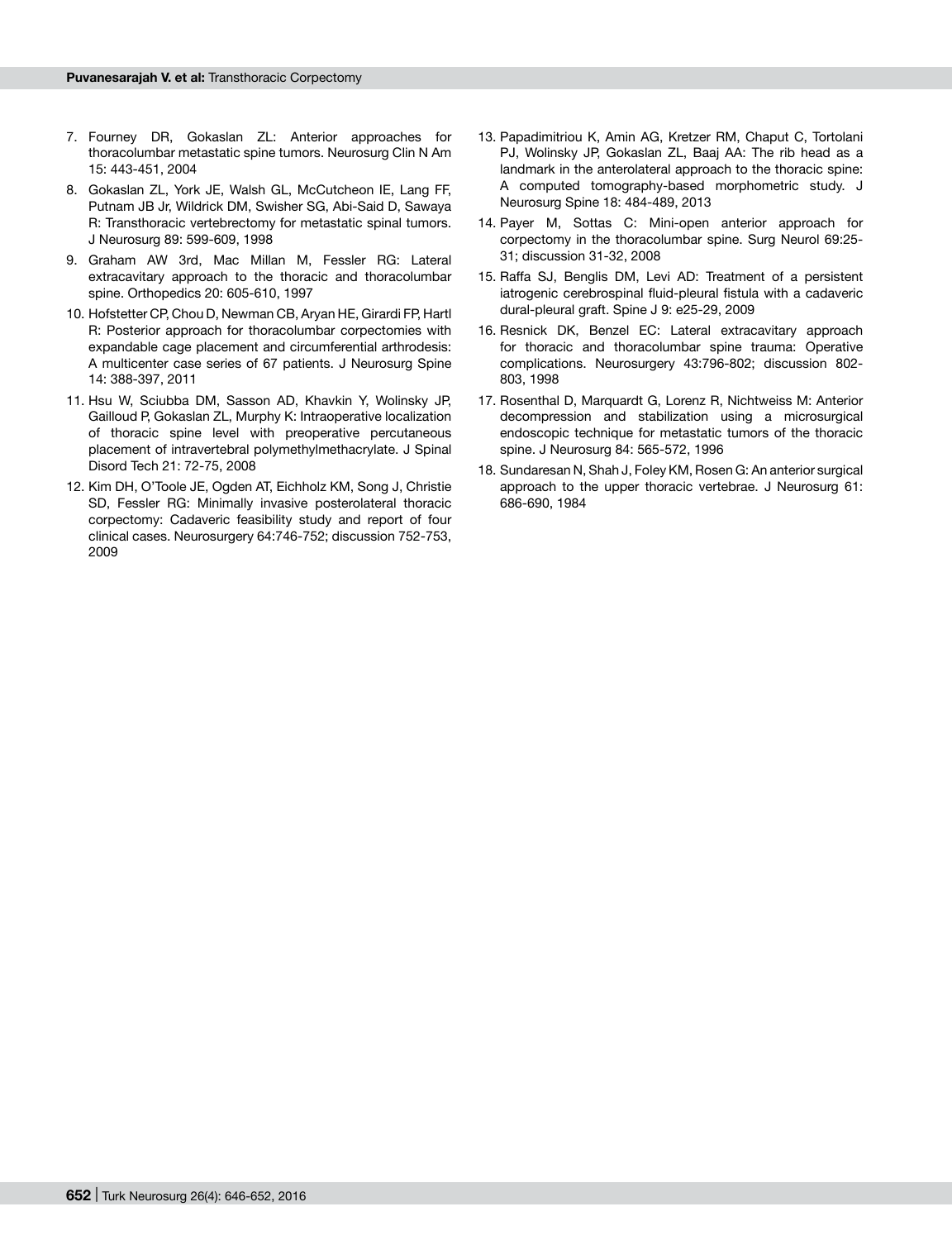7. Fourney DR, Gokaslan ZL: Anterior approaches for thoracolumbar metastatic spine tumors. Neurosurg Clin N Am 15: 443-451, 2004
8. Gokaslan ZL, York JE, Walsh GL, McCutcheon IE, Lang FF, Putnam JB Jr, Wildrick DM, Swisher SG, Abi-Said D, Sawaya R: Transthoracic vertebrectomy for metastatic spinal tumors. J Neurosurg 89: 599-609, 1998
9. Graham AW 3rd, Mac Millan M, Fessler RG: Lateral extracavitary approach to the thoracic and thoracolumbar spine. Orthopedics 20: 605-610, 1997
10. Hofstetter CP, Chou D, Newman CB, Aryan HE, Girardi FP, Hartl R: Posterior approach for thoracolumbar corpectomies with expandable cage placement and circumferential arthrodesis: A multicenter case series of 67 patients. J Neurosurg Spine 14: 388-397, 2011
11. Hsu W, Sciubba DM, Sasson AD, Khavkin Y, Wolinsky JP, Gailloud P, Gokaslan ZL, Murphy K: Intraoperative localization of thoracic spine level with preoperative percutaneous placement of intravertebral polymethylmethacrylate. J Spinal Disord Tech 21: 72-75, 2008
12. Kim DH, O'Toole JE, Ogden AT, Eichholz KM, Song J, Christie SD, Fessler RG: Minimally invasive posterolateral thoracic corpectomy: Cadaveric feasibility study and report of four clinical cases. Neurosurgery 64:746-752; discussion 752-753, 2009
13. Papadimitriou K, Amin AG, Kretzer RM, Chaput C, Tortolani PJ, Wolinsky JP, Gokaslan ZL, Baaj AA: The rib head as a landmark in the anterolateral approach to the thoracic spine: A computed tomography-based morphometric study. J Neurosurg Spine 18: 484-489, 2013
14. Payer M, Sottas C: Mini-open anterior approach for corpectomy in the thoracolumbar spine. Surg Neurol 69:25-31; discussion 31-32, 2008
15. Raffa SJ, Benglis DM, Levi AD: Treatment of a persistent iatrogenic cerebrospinal fluid-pleural fistula with a cadaveric dural-pleural graft. Spine J 9: e25-29, 2009
16. Resnick DK, Benzel EC: Lateral extracavitary approach for thoracic and thoracolumbar spine trauma: Operative complications. Neurosurgery 43:796-802; discussion 802-803, 1998
17. Rosenthal D, Marquardt G, Lorenz R, Nichtweiss M: Anterior decompression and stabilization using a microsurgical endoscopic technique for metastatic tumors of the thoracic spine. J Neurosurg 84: 565-572, 1996
18. Sundaresan N, Shah J, Foley KM, Rosen G: An anterior surgical approach to the upper thoracic vertebrae. J Neurosurg 61: 686-690, 1984